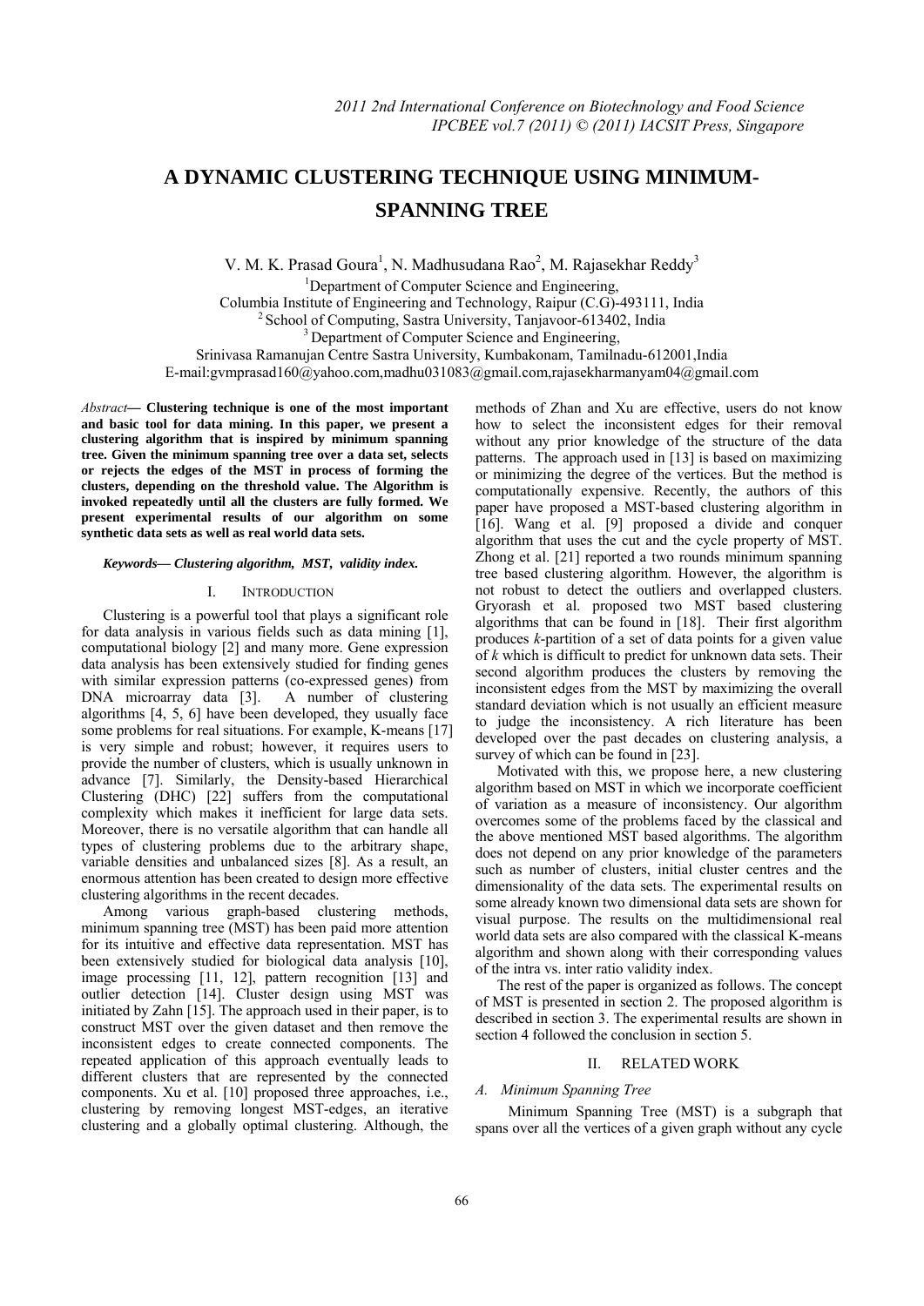# A DYNAMIC CLUSTERING TECHNIQUE USING MINIMUM-SPANNING TREE

V. M. K. Prasad Goura[1], N. Madhusudana Rao[2], M. Rajasekhar Reddy[3]

[1]Department of Computer Science and Engineering,
Columbia Institute of Engineering and Technology, Raipur (C.G)-493111, India
[2] School of Computing, Sastra University, Tanjavoor-613402, India
[3] Department of Computer Science and Engineering,
Srinivasa Ramanujan Centre Sastra University, Kumbakonam, Tamilnadu-612001,India
E-mail:gvmprasad160@yahoo.com,madhu031083@gmail.com,rajasekharmanyam04@gmail.com

*Abstract*— **Clustering technique is one of the most important and basic tool for data mining. In this paper, we present a clustering algorithm that is inspired by minimum spanning tree. Given the minimum spanning tree over a data set, selects or rejects the edges of the MST in process of forming the clusters, depending on the threshold value. The Algorithm is invoked repeatedly until all the clusters are fully formed. We present experimental results of our algorithm on some synthetic data sets as well as real world data sets.**

***Keywords— Clustering algorithm, MST, validity index.***

## I. INTRODUCTION

Clustering is a powerful tool that plays a significant role for data analysis in various fields such as data mining [1], computational biology [2] and many more. Gene expression data analysis has been extensively studied for finding genes with similar expression patterns (co-expressed genes) from DNA microarray data [3]. A number of clustering algorithms [4, 5, 6] have been developed, they usually face some problems for real situations. For example, K-means [17] is very simple and robust; however, it requires users to provide the number of clusters, which is usually unknown in advance [7]. Similarly, the Density-based Hierarchical Clustering (DHC) [22] suffers from the computational complexity which makes it inefficient for large data sets. Moreover, there is no versatile algorithm that can handle all types of clustering problems due to the arbitrary shape, variable densities and unbalanced sizes [8]. As a result, an enormous attention has been created to design more effective clustering algorithms in the recent decades.

Among various graph-based clustering methods, minimum spanning tree (MST) has been paid more attention for its intuitive and effective data representation. MST has been extensively studied for biological data analysis [10], image processing [11, 12], pattern recognition [13] and outlier detection [14]. Cluster design using MST was initiated by Zahn [15]. The approach used in their paper, is to construct MST over the given dataset and then remove the inconsistent edges to create connected components. The repeated application of this approach eventually leads to different clusters that are represented by the connected components. Xu et al. [10] proposed three approaches, i.e., clustering by removing longest MST-edges, an iterative clustering and a globally optimal clustering. Although, the methods of Zhan and Xu are effective, users do not know how to select the inconsistent edges for their removal without any prior knowledge of the structure of the data patterns. The approach used in [13] is based on maximizing or minimizing the degree of the vertices. But the method is computationally expensive. Recently, the authors of this paper have proposed a MST-based clustering algorithm in [16]. Wang et al. [9] proposed a divide and conquer algorithm that uses the cut and the cycle property of MST. Zhong et al. [21] reported a two rounds minimum spanning tree based clustering algorithm. However, the algorithm is not robust to detect the outliers and overlapped clusters. Gryorash et al. proposed two MST based clustering algorithms that can be found in [18]. Their first algorithm produces *k*-partition of a set of data points for a given value of *k* which is difficult to predict for unknown data sets. Their second algorithm produces the clusters by removing the inconsistent edges from the MST by maximizing the overall standard deviation which is not usually an efficient measure to judge the inconsistency. A rich literature has been developed over the past decades on clustering analysis, a survey of which can be found in [23].

Motivated with this, we propose here, a new clustering algorithm based on MST in which we incorporate coefficient of variation as a measure of inconsistency. Our algorithm overcomes some of the problems faced by the classical and the above mentioned MST based algorithms. The algorithm does not depend on any prior knowledge of the parameters such as number of clusters, initial cluster centres and the dimensionality of the data sets. The experimental results on some already known two dimensional data sets are shown for visual purpose. The results on the multidimensional real world data sets are also compared with the classical K-means algorithm and shown along with their corresponding values of the intra vs. inter ratio validity index.

The rest of the paper is organized as follows. The concept of MST is presented in section 2. The proposed algorithm is described in section 3. The experimental results are shown in section 4 followed the conclusion in section 5.

## II. RELATED WORK

### *A. Minimum Spanning Tree*

Minimum Spanning Tree (MST) is a subgraph that spans over all the vertices of a given graph without any cycle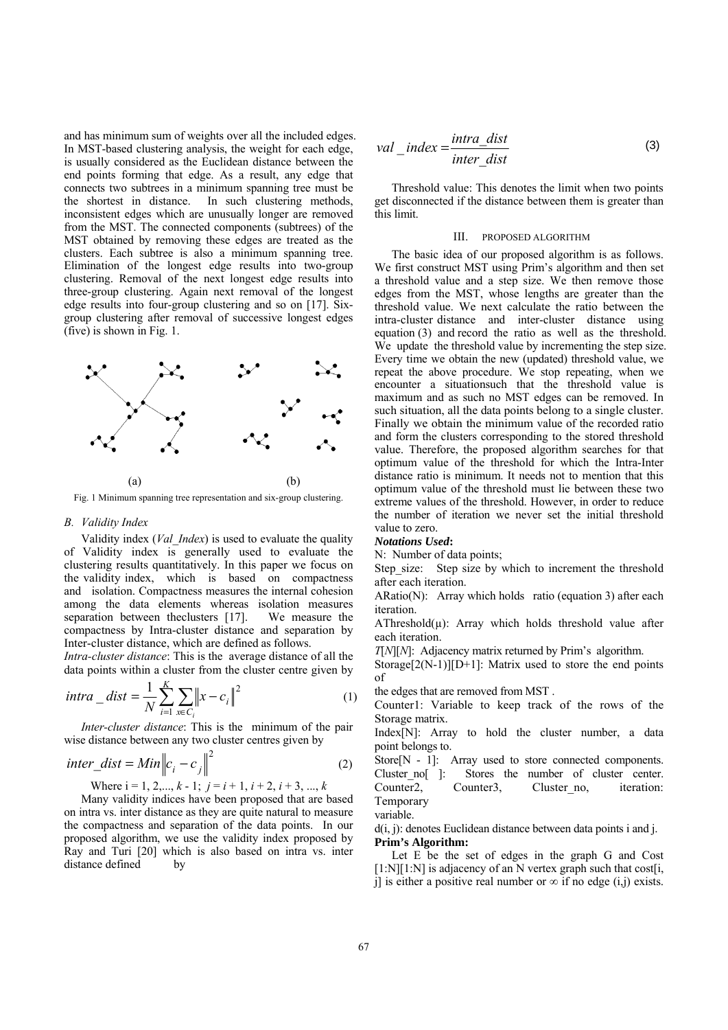and has minimum sum of weights over all the included edges. In MST-based clustering analysis, the weight for each edge, is usually considered as the Euclidean distance between the end points forming that edge. As a result, any edge that connects two subtrees in a minimum spanning tree must be the shortest in distance. In such clustering methods, inconsistent edges which are unusually longer are removed from the MST. The connected components (subtrees) of the MST obtained by removing these edges are treated as the clusters. Each subtree is also a minimum spanning tree. Elimination of the longest edge results into two-group clustering. Removal of the next longest edge results into three-group clustering. Again next removal of the longest edge results into four-group clustering and so on [17]. Six-group clustering after removal of successive longest edges (five) is shown in Fig. 1.

(a) (b)

Fig. 1 Minimum spanning tree representation and six-group clustering.

### *B. Validity Index*

Validity index (*Val_Index*) is used to evaluate the quality of Validity index is generally used to evaluate the clustering results quantitatively. In this paper we focus on the validity index, which is based on compactness and isolation. Compactness measures the internal cohesion among the data elements whereas isolation measures separation between theclusters [17]. We measure the compactness by Intra-cluster distance and separation by Inter-cluster distance, which are defined as follows.

*Intra-cluster distance*: This is the average distance of all the data points within a cluster from the cluster centre given by

$$intra\_dist = \frac{1}{N}\sum_{i=1}^{K}\sum_{x \in C_i}\left\|x - c_i\right\|^2 \quad (1)$$

*Inter-cluster distance*: This is the minimum of the pair wise distance between any two cluster centres given by

$$inter\_dist = Min\left\|c_i - c_j\right\|^2 \quad (2)$$

Where i = 1, 2,..., $k$ - 1; $j = i + 1, i + 2, i + 3, ..., k$

Many validity indices have been proposed that are based on intra vs. inter distance as they are quite natural to measure the compactness and separation of the data points. In our proposed algorithm, we use the validity index proposed by Ray and Turi [20] which is also based on intra vs. inter distance defined by

$$val\_index = \frac{intra\_dist}{inter\_dist} \quad (3)$$

Threshold value: This denotes the limit when two points get disconnected if the distance between them is greater than this limit.

## III. PROPOSED ALGORITHM

The basic idea of our proposed algorithm is as follows. We first construct MST using Prim's algorithm and then set a threshold value and a step size. We then remove those edges from the MST, whose lengths are greater than the threshold value. We next calculate the ratio between the intra-cluster distance and inter-cluster distance using equation (3) and record the ratio as well as the threshold. We update the threshold value by incrementing the step size. Every time we obtain the new (updated) threshold value, we repeat the above procedure. We stop repeating, when we encounter a situationsuch that the threshold value is maximum and as such no MST edges can be removed. In such situation, all the data points belong to a single cluster. Finally we obtain the minimum value of the recorded ratio and form the clusters corresponding to the stored threshold value. Therefore, the proposed algorithm searches for that optimum value of the threshold for which the Intra-Inter distance ratio is minimum. It needs not to mention that this optimum value of the threshold must lie between these two extreme values of the threshold. However, in order to reduce the number of iteration we never set the initial threshold value to zero.

***Notations Used*:**

N: Number of data points;

Step_size: Step size by which to increment the threshold after each iteration.

ARatio(N): Array which holds ratio (equation 3) after each iteration.

AThreshold(μ): Array which holds threshold value after each iteration.

*T*[*N*][*N*]: Adjacency matrix returned by Prim's algorithm.

Storage[2(N-1)][D+1]: Matrix used to store the end points of the edges that are removed from MST .

Counter1: Variable to keep track of the rows of the Storage matrix.

Index[N]: Array to hold the cluster number, a data point belongs to.

Store[N - 1]: Array used to store connected components.

Cluster_no[ ]: Stores the number of cluster center.

Counter2, Counter3, Cluster_no, iteration: Temporary variable.

d(i, j): denotes Euclidean distance between data points i and j.

**Prim's Algorithm:**

Let E be the set of edges in the graph G and Cost [1:N][1:N] is adjacency of an N vertex graph such that cost[i, j] is either a positive real number or ∞ if no edge (i,j) exists.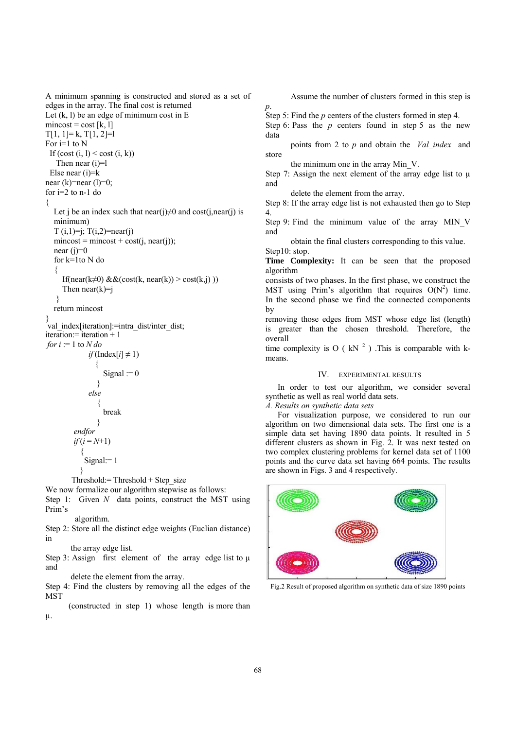A minimum spanning is constructed and stored as a set of edges in the array. The final cost is returned

```
Let (k, l) be an edge of minimum cost in E
mincost = cost [k, l]
T[1, 1]= k, T[1, 2]=l
For i=1 to N
  If (cost (i, l) < cost (i, k))
    Then near (i)=l
  Else near (i)=k
near (k)=near (l)=0;
for i=2 to n-1 do
{
   Let j be an index such that near(j)≠0 and cost(j,near(j) is
   minimum)
   T (i,1)=j; T(i,2)=near(j)
   mincost = mincost + cost(j, near(j));
   near (j)=0
   for k=1to N do
   {
      If(near(k≠0) &&(cost(k, near(k)) > cost(k,j) ))
      Then near(k)=j
   }
   return mincost
}
val_index[iteration]:=intra_dist/inter_dist;
iteration:= iteration + 1
for i := 1 to N do
      if (Index[i] ≠ 1)
         {
           Signal := 0
         }
      else
         {
           break
         }
   endfor
   if (i = N+1)
     {
       Signal:= 1
     }
   Threshold:= Threshold + Step_size
```

We now formalize our algorithm stepwise as follows:

Step 1: Given $N$ data points, construct the MST using Prim's algorithm.

Step 2: Store all the distinct edge weights (Euclian distance) in the array edge list.

Step 3: Assign first element of the array edge list to μ and delete the element from the array.

Step 4: Find the clusters by removing all the edges of the MST (constructed in step 1) whose length is more than μ. Assume the number of clusters formed in this step is $p$.

Step 5: Find the $p$ centers of the clusters formed in step 4.

Step 6: Pass the $p$ centers found in step 5 as the new data points from 2 to $p$ and obtain the *Val_index* and store the minimum one in the array Min_V.

Step 7: Assign the next element of the array edge list to μ and delete the element from the array.

Step 8: If the array edge list is not exhausted then go to Step 4.

Step 9: Find the minimum value of the array MIN_V and obtain the final clusters corresponding to this value.

Step10: stop.

**Time Complexity:** It can be seen that the proposed algorithm consists of two phases. In the first phase, we construct the MST using Prim's algorithm that requires $O(N^2)$ time. In the second phase we find the connected components by removing those edges from MST whose edge list (length) is greater than the chosen threshold. Therefore, the overall time complexity is $O(kN^2)$. This is comparable with k-means.

## IV. EXPERIMENTAL RESULTS

In order to test our algorithm, we consider several synthetic as well as real world data sets.

### *A. Results on synthetic data sets*

For visualization purpose, we considered to run our algorithm on two dimensional data sets. The first one is a simple data set having 1890 data points. It resulted in 5 different clusters as shown in Fig. 2. It was next tested on two complex clustering problems for kernel data set of 1100 points and the curve data set having 664 points. The results are shown in Figs. 3 and 4 respectively.

Fig.2 Result of proposed algorithm on synthetic data of size 1890 points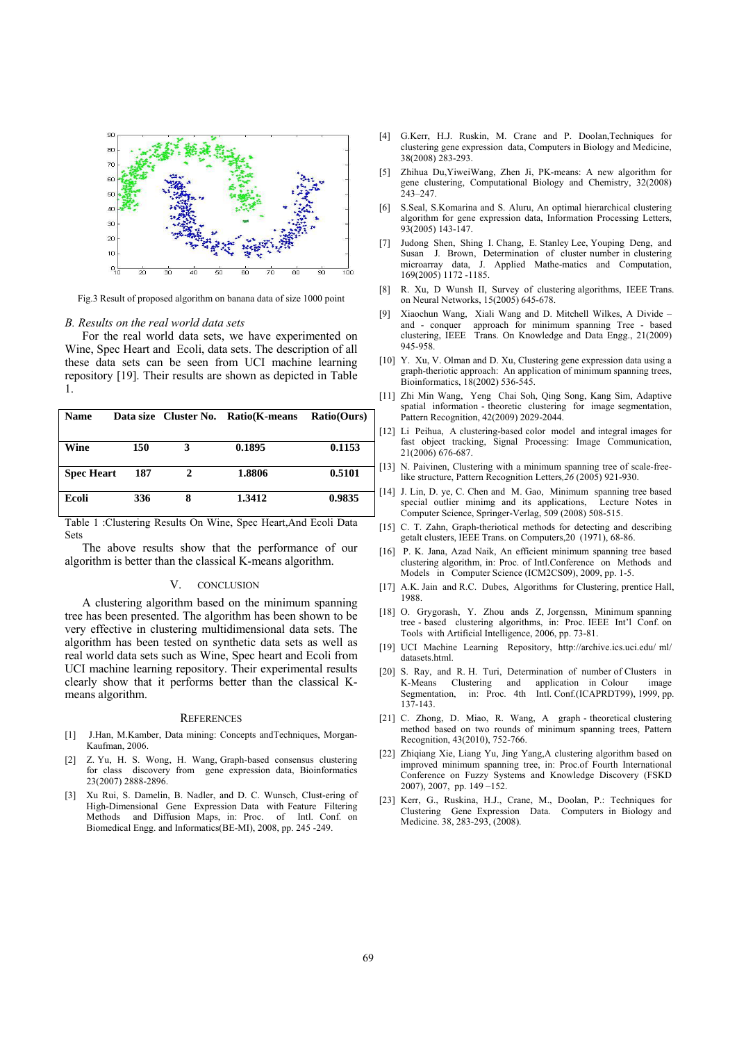Fig.3 Result of proposed algorithm on banana data of size 1000 point

### *B. Results on the real world data sets*

For the real world data sets, we have experimented on Wine, Spec Heart and Ecoli, data sets. The description of all these data sets can be seen from UCI machine learning repository [19]. Their results are shown as depicted in Table 1.

| Name | Data size | Cluster No. | Ratio(K-means | Ratio(Ours) |
|---|---|---|---|---|
| Wine | 150 | 3 | 0.1895 | 0.1153 |
| Spec Heart | 187 | 2 | 1.8806 | 0.5101 |
| Ecoli | 336 | 8 | 1.3412 | 0.9835 |

Table 1 :Clustering Results On Wine, Spec Heart,And Ecoli Data Sets

The above results show that the performance of our algorithm is better than the classical K-means algorithm.

## V. CONCLUSION

A clustering algorithm based on the minimum spanning tree has been presented. The algorithm has been shown to be very effective in clustering multidimensional data sets. The algorithm has been tested on synthetic data sets as well as real world data sets such as Wine, Spec heart and Ecoli from UCI machine learning repository. Their experimental results clearly show that it performs better than the classical K-means algorithm.

## REFERENCES

[1] J.Han, M.Kamber, Data mining: Concepts andTechniques, Morgan-Kaufman, 2006.

[2] Z. Yu, H. S. Wong, H. Wang, Graph-based consensus clustering for class discovery from gene expression data, Bioinformatics 23(2007) 2888-2896.

[3] Xu Rui, S. Damelin, B. Nadler, and D. C. Wunsch, Clust-ering of High-Dimensional Gene Expression Data with Feature Filtering Methods and Diffusion Maps, in: Proc. of Intl. Conf. on Biomedical Engg. and Informatics(BE-MI), 2008, pp. 245 -249.

[4] G.Kerr, H.J. Ruskin, M. Crane and P. Doolan,Techniques for clustering gene expression data, Computers in Biology and Medicine, 38(2008) 283-293.

[5] Zhihua Du,YiweiWang, Zhen Ji, PK-means: A new algorithm for gene clustering, Computational Biology and Chemistry, 32(2008) 243–247.

[6] S.Seal, S.Komarina and S. Aluru, An optimal hierarchical clustering algorithm for gene expression data, Information Processing Letters, 93(2005) 143-147.

[7] Judong Shen, Shing I. Chang, E. Stanley Lee, Youping Deng, and Susan J. Brown, Determination of cluster number in clustering microarray data, J. Applied Mathe-matics and Computation, 169(2005) 1172 -1185.

[8] R. Xu, D Wunsh II, Survey of clustering algorithms, IEEE Trans. on Neural Networks, 15(2005) 645-678.

[9] Xiaochun Wang, Xiali Wang and D. Mitchell Wilkes, A Divide – and - conquer approach for minimum spanning Tree - based clustering, IEEE Trans. On Knowledge and Data Engg., 21(2009) 945-958.

[10] Y. Xu, V. Olman and D. Xu, Clustering gene expression data using a graph-theoretic approach: An application of minimum spanning trees, Bioinformatics, 18(2002) 536-545.

[11] Zhi Min Wang, Yeng Chai Soh, Qing Song, Kang Sim, Adaptive spatial information - theoretic clustering for image segmentation, Pattern Recognition, 42(2009) 2029-2044.

[12] Li Peihua, A clustering-based color model and integral images for fast object tracking, Signal Processing: Image Communication, 21(2006) 676-687.

[13] N. Paivinen, Clustering with a minimum spanning tree of scale-free-like structure, Pattern Recognition Letters,*26* (2005) 921-930.

[14] J. Lin, D. ye, C. Chen and M. Gao, Minimum spanning tree based special outlier minimg and its applications, Lecture Notes in Computer Science, Springer-Verlag, 509 (2008) 508-515.

[15] C. T. Zahn, Graph-theriotical methods for detecting and describing getalt clusters, IEEE Trans. on Computers,20 (1971), 68-86.

[16] P. K. Jana, Azad Naik, An efficient minimum spanning tree based clustering algorithm, in: Proc. of Intl.Conference on Methods and Models in Computer Science (ICM2CS09), 2009, pp. 1-5.

[17] A.K. Jain and R.C. Dubes, Algorithms for Clustering, prentice Hall, 1988.

[18] O. Grygorash, Y. Zhou ands Z, Jorgenssn, Minimum spanning tree - based clustering algorithms, in: Proc. IEEE Int'l Conf. on Tools with Artificial Intelligence, 2006, pp. 73-81.

[19] UCI Machine Learning Repository, http://archive.ics.uci.edu/ ml/ datasets.html.

[20] S. Ray, and R. H. Turi, Determination of number of Clusters in K-Means Clustering and application in Colour image Segmentation, in: Proc. 4th Intl. Conf.(ICAPRDT99), 1999, pp. 137-143.

[21] C. Zhong, D. Miao, R. Wang, A graph - theoretical clustering method based on two rounds of minimum spanning trees, Pattern Recognition, 43(2010), 752-766.

[22] Zhiqiang Xie, Liang Yu, Jing Yang,A clustering algorithm based on improved minimum spanning tree, in: Proc.of Fourth International Conference on Fuzzy Systems and Knowledge Discovery (FSKD 2007), 2007, pp. 149 –152.

[23] Kerr, G., Ruskina, H.J., Crane, M., Doolan, P.: Techniques for Clustering Gene Expression Data. Computers in Biology and Medicine. 38, 283-293, (2008).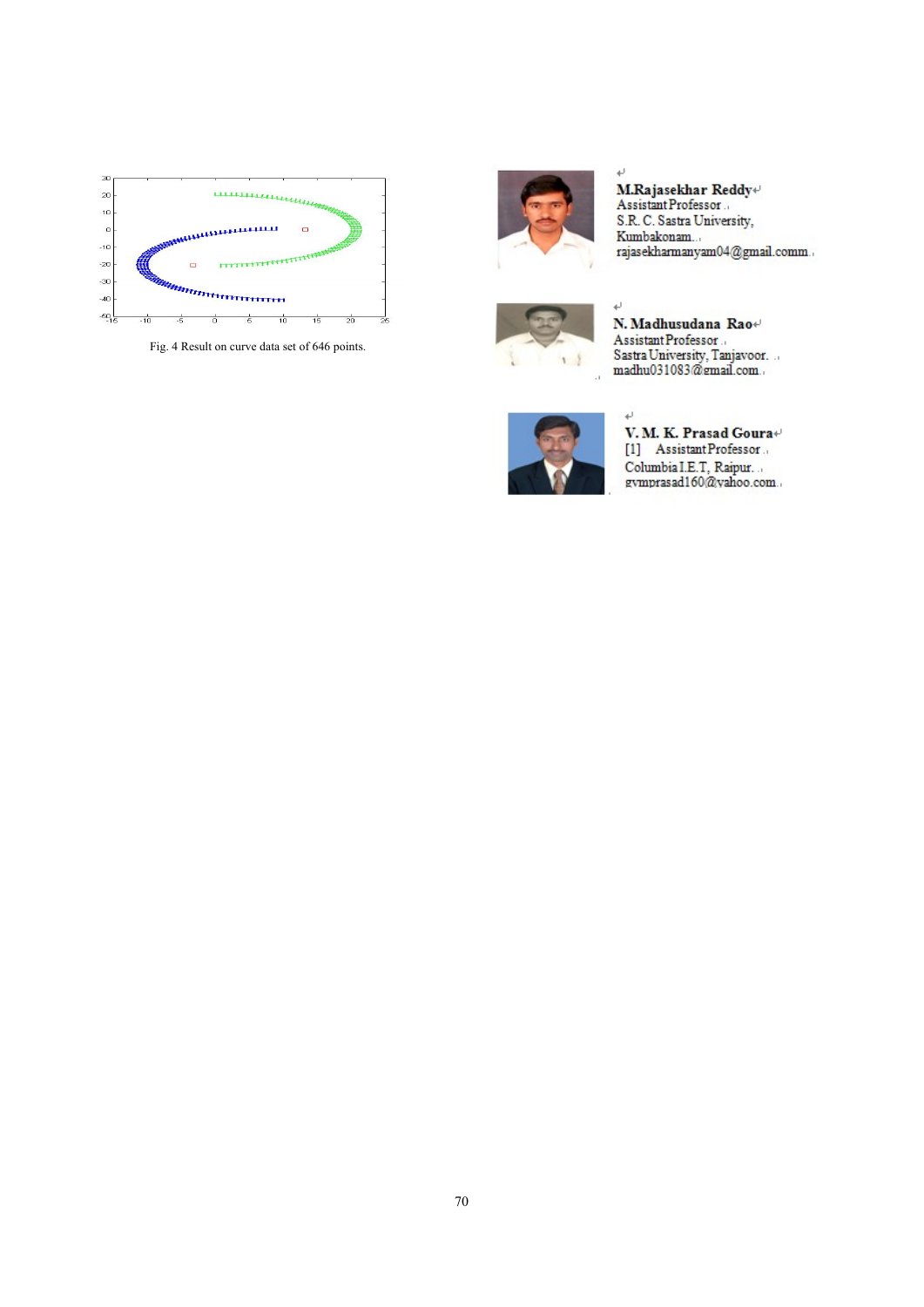30
20
10
0
-10
-20
-30
-40
-50
-15 -10 -5 0 5 10 15 20 25

Fig. 4 Result on curve data set of 646 points.

**M.Rajasekhar Reddy**
Assistant Professor
S.R. C. Sastra University,
Kumbakonam.
rajasekharmanyam04@gmail.comm

**N. Madhusudana Rao**
Assistant Professor
Sastra University, Tanjavoor.
madhu031083@gmail.com

**V. M. K. Prasad Goura**
[1] Assistant Professor
Columbia I.E.T, Raipur.
gvmprasad160@yahoo.com